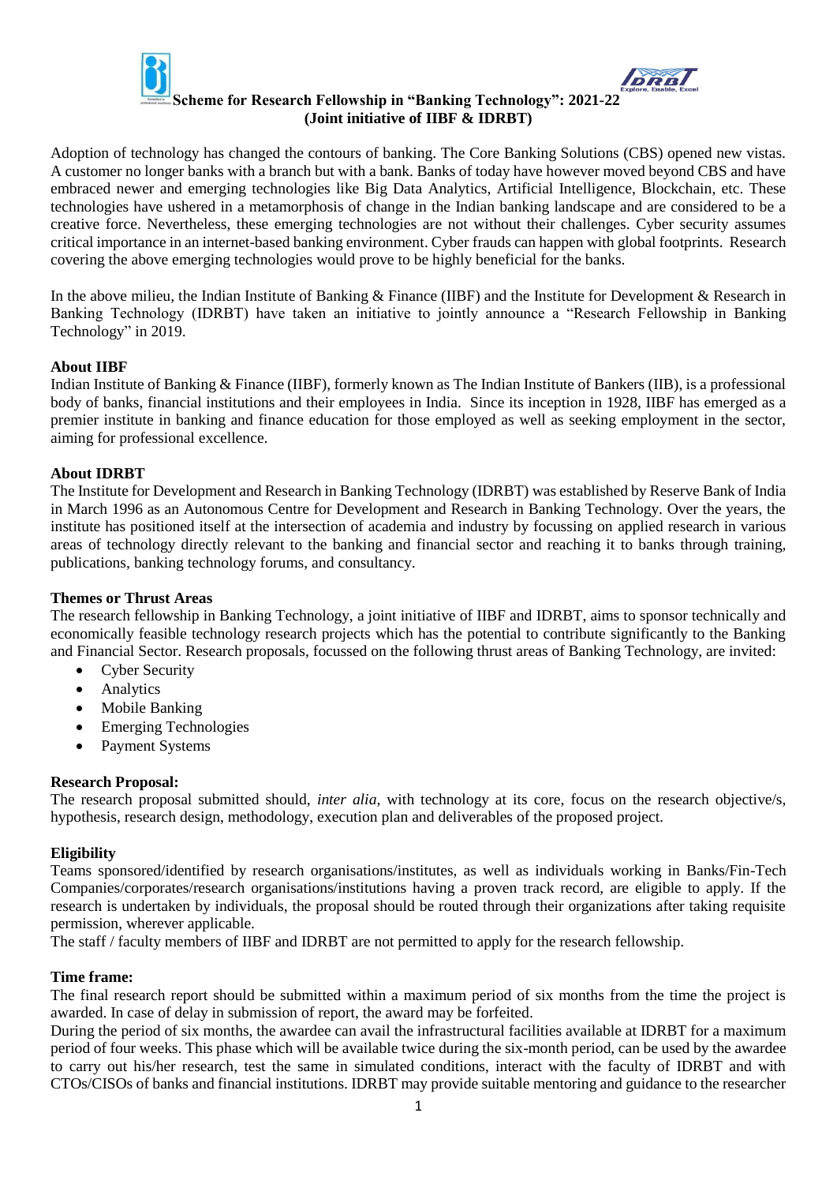# Scheme for Research Fellowship in "Banking Technology": 2021-22
## (Joint initiative of IIBF & IDRBT)

Adoption of technology has changed the contours of banking. The Core Banking Solutions (CBS) opened new vistas. A customer no longer banks with a branch but with a bank. Banks of today have however moved beyond CBS and have embraced newer and emerging technologies like Big Data Analytics, Artificial Intelligence, Blockchain, etc. These technologies have ushered in a metamorphosis of change in the Indian banking landscape and are considered to be a creative force. Nevertheless, these emerging technologies are not without their challenges. Cyber security assumes critical importance in an internet-based banking environment. Cyber frauds can happen with global footprints. Research covering the above emerging technologies would prove to be highly beneficial for the banks.

In the above milieu, the Indian Institute of Banking & Finance (IIBF) and the Institute for Development & Research in Banking Technology (IDRBT) have taken an initiative to jointly announce a "Research Fellowship in Banking Technology" in 2019.

**About IIBF**

Indian Institute of Banking & Finance (IIBF), formerly known as The Indian Institute of Bankers (IIB), is a professional body of banks, financial institutions and their employees in India. Since its inception in 1928, IIBF has emerged as a premier institute in banking and finance education for those employed as well as seeking employment in the sector, aiming for professional excellence.

**About IDRBT**

The Institute for Development and Research in Banking Technology (IDRBT) was established by Reserve Bank of India in March 1996 as an Autonomous Centre for Development and Research in Banking Technology. Over the years, the institute has positioned itself at the intersection of academia and industry by focussing on applied research in various areas of technology directly relevant to the banking and financial sector and reaching it to banks through training, publications, banking technology forums, and consultancy.

**Themes or Thrust Areas**

The research fellowship in Banking Technology, a joint initiative of IIBF and IDRBT, aims to sponsor technically and economically feasible technology research projects which has the potential to contribute significantly to the Banking and Financial Sector. Research proposals, focussed on the following thrust areas of Banking Technology, are invited:

- Cyber Security
- Analytics
- Mobile Banking
- Emerging Technologies
- Payment Systems

**Research Proposal:**

The research proposal submitted should, *inter alia*, with technology at its core, focus on the research objective/s, hypothesis, research design, methodology, execution plan and deliverables of the proposed project.

**Eligibility**

Teams sponsored/identified by research organisations/institutes, as well as individuals working in Banks/Fin-Tech Companies/corporates/research organisations/institutions having a proven track record, are eligible to apply. If the research is undertaken by individuals, the proposal should be routed through their organizations after taking requisite permission, wherever applicable.

The staff / faculty members of IIBF and IDRBT are not permitted to apply for the research fellowship.

**Time frame:**

The final research report should be submitted within a maximum period of six months from the time the project is awarded. In case of delay in submission of report, the award may be forfeited.

During the period of six months, the awardee can avail the infrastructural facilities available at IDRBT for a maximum period of four weeks. This phase which will be available twice during the six-month period, can be used by the awardee to carry out his/her research, test the same in simulated conditions, interact with the faculty of IDRBT and with CTOs/CISOs of banks and financial institutions. IDRBT may provide suitable mentoring and guidance to the researcher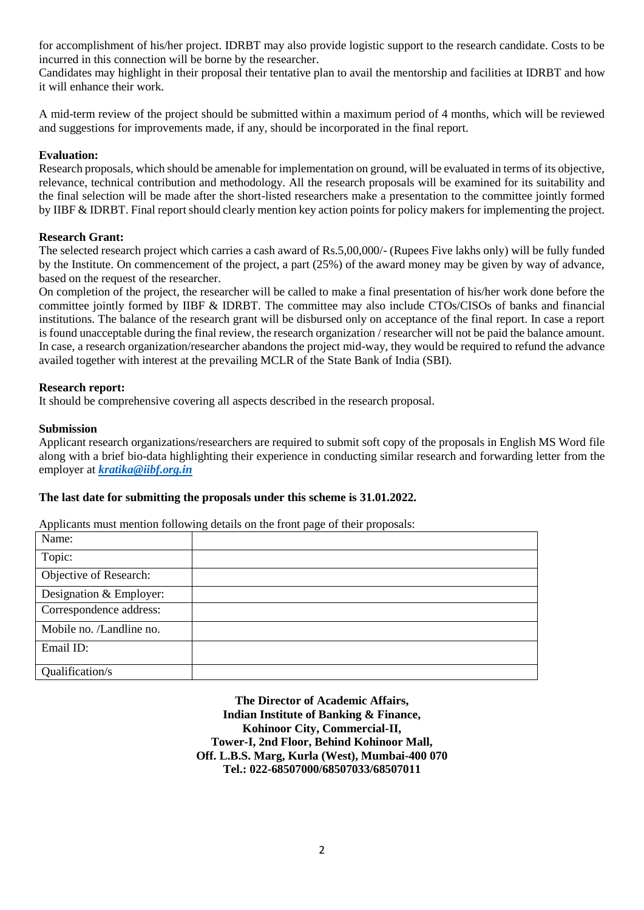for accomplishment of his/her project. IDRBT may also provide logistic support to the research candidate. Costs to be incurred in this connection will be borne by the researcher.

Candidates may highlight in their proposal their tentative plan to avail the mentorship and facilities at IDRBT and how it will enhance their work.

A mid-term review of the project should be submitted within a maximum period of 4 months, which will be reviewed and suggestions for improvements made, if any, should be incorporated in the final report.

**Evaluation:**

Research proposals, which should be amenable for implementation on ground, will be evaluated in terms of its objective, relevance, technical contribution and methodology. All the research proposals will be examined for its suitability and the final selection will be made after the short-listed researchers make a presentation to the committee jointly formed by IIBF & IDRBT. Final report should clearly mention key action points for policy makers for implementing the project.

**Research Grant:**

The selected research project which carries a cash award of Rs.5,00,000/- (Rupees Five lakhs only) will be fully funded by the Institute. On commencement of the project, a part (25%) of the award money may be given by way of advance, based on the request of the researcher.

On completion of the project, the researcher will be called to make a final presentation of his/her work done before the committee jointly formed by IIBF & IDRBT. The committee may also include CTOs/CISOs of banks and financial institutions. The balance of the research grant will be disbursed only on acceptance of the final report. In case a report is found unacceptable during the final review, the research organization / researcher will not be paid the balance amount. In case, a research organization/researcher abandons the project mid-way, they would be required to refund the advance availed together with interest at the prevailing MCLR of the State Bank of India (SBI).

**Research report:**

It should be comprehensive covering all aspects described in the research proposal.

**Submission**

Applicant research organizations/researchers are required to submit soft copy of the proposals in English MS Word file along with a brief bio-data highlighting their experience in conducting similar research and forwarding letter from the employer at ***kratika@iibf.org.in***

**The last date for submitting the proposals under this scheme is 31.01.2022.**

Applicants must mention following details on the front page of their proposals:

| | |
|---|---|
| Name: | |
| Topic: | |
| Objective of Research: | |
| Designation & Employer: | |
| Correspondence address: | |
| Mobile no. /Landline no. | |
| Email ID: | |
| Qualification/s | |

**The Director of Academic Affairs,**
**Indian Institute of Banking & Finance,**
**Kohinoor City, Commercial-II,**
**Tower-I, 2nd Floor, Behind Kohinoor Mall,**
**Off. L.B.S. Marg, Kurla (West), Mumbai-400 070**
**Tel.: 022-68507000/68507033/68507011**